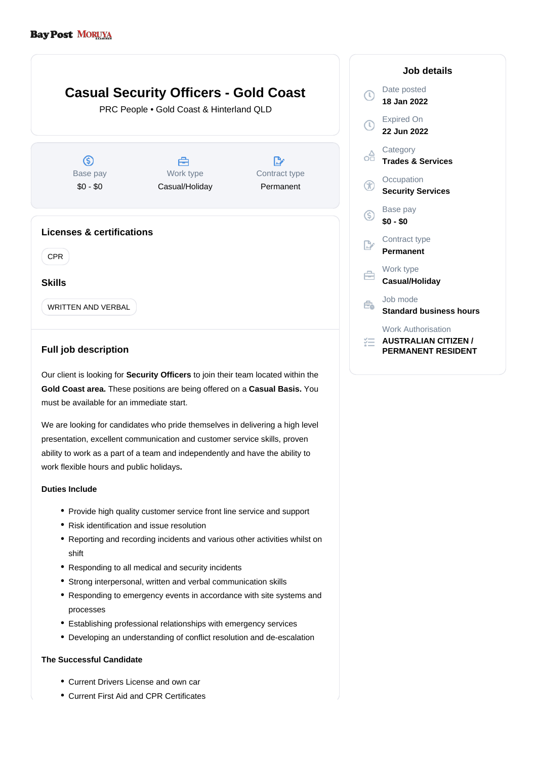Bay Post Moruya Examiner

# Casual Security Officers - Gold Coast

PRC People • Gold Coast & Hinterland QLD

| Base pay | Work type | Contract type |
|---|---|---|
| $0 - $0 | Casual/Holiday | Permanent |

## Licenses & certifications

CPR

## Skills

WRITTEN AND VERBAL

## Full job description

Our client is looking for **Security Officers** to join their team located within the **Gold Coast area.** These positions are being offered on a **Casual Basis.** You must be available for an immediate start.

We are looking for candidates who pride themselves in delivering a high level presentation, excellent communication and customer service skills, proven ability to work as a part of a team and independently and have the ability to work flexible hours and public holidays**.**

**Duties Include**

- Provide high quality customer service front line service and support
- Risk identification and issue resolution
- Reporting and recording incidents and various other activities whilst on shift
- Responding to all medical and security incidents
- Strong interpersonal, written and verbal communication skills
- Responding to emergency events in accordance with site systems and processes
- Establishing professional relationships with emergency services
- Developing an understanding of conflict resolution and de-escalation

**The Successful Candidate**

- Current Drivers License and own car
- Current First Aid and CPR Certificates

## Job details

Date posted
**18 Jan 2022**

Expired On
**22 Jun 2022**

Category
**Trades & Services**

Occupation
**Security Services**

Base pay
**$0 - $0**

Contract type
**Permanent**

Work type
**Casual/Holiday**

Job mode
**Standard business hours**

Work Authorisation
**AUSTRALIAN CITIZEN / PERMANENT RESIDENT**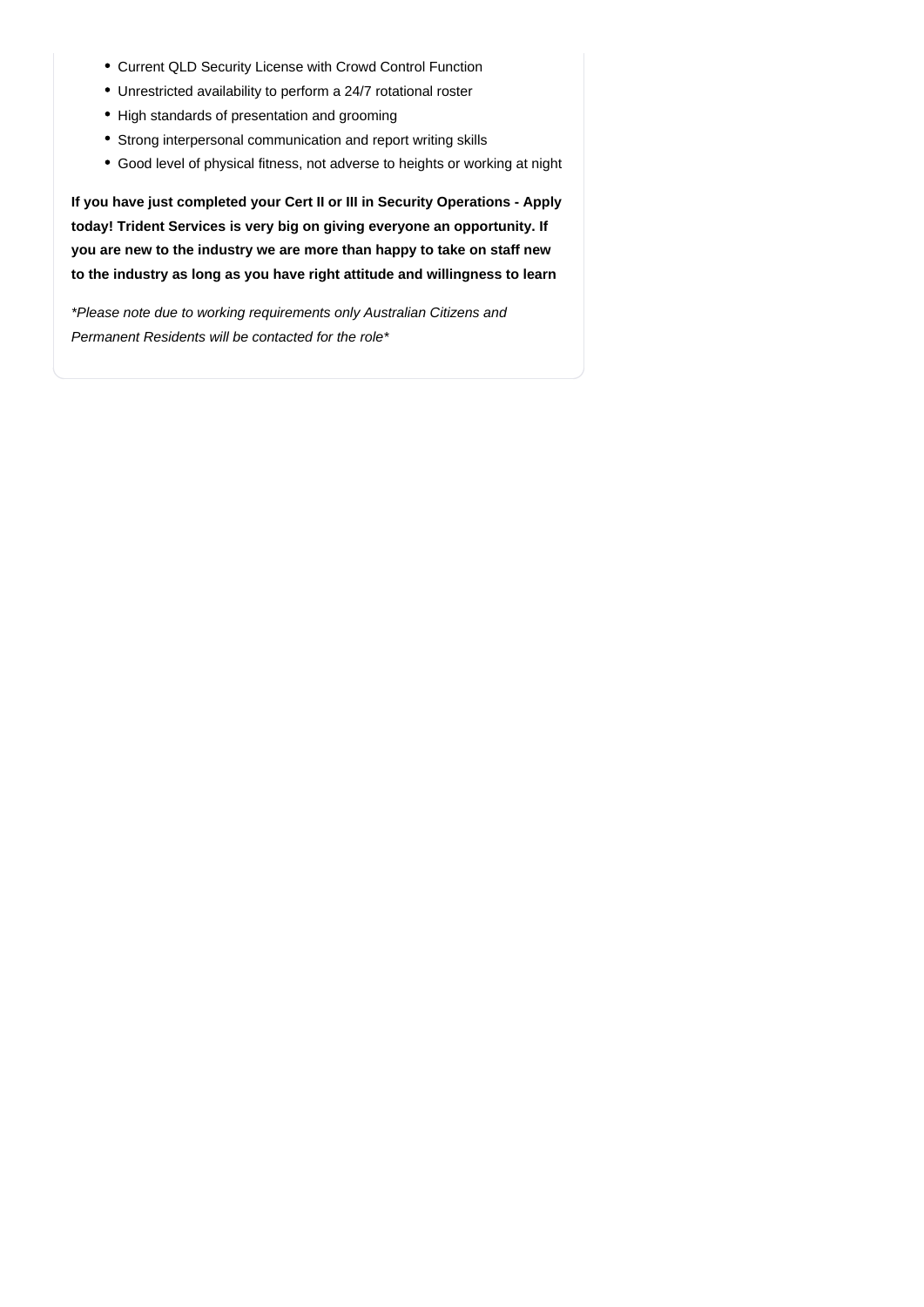- Current QLD Security License with Crowd Control Function
- Unrestricted availability to perform a 24/7 rotational roster
- High standards of presentation and grooming
- Strong interpersonal communication and report writing skills
- Good level of physical fitness, not adverse to heights or working at night

**If you have just completed your Cert II or III in Security Operations - Apply today! Trident Services is very big on giving everyone an opportunity. If you are new to the industry we are more than happy to take on staff new to the industry as long as you have right attitude and willingness to learn**

*\*Please note due to working requirements only Australian Citizens and Permanent Residents will be contacted for the role\**